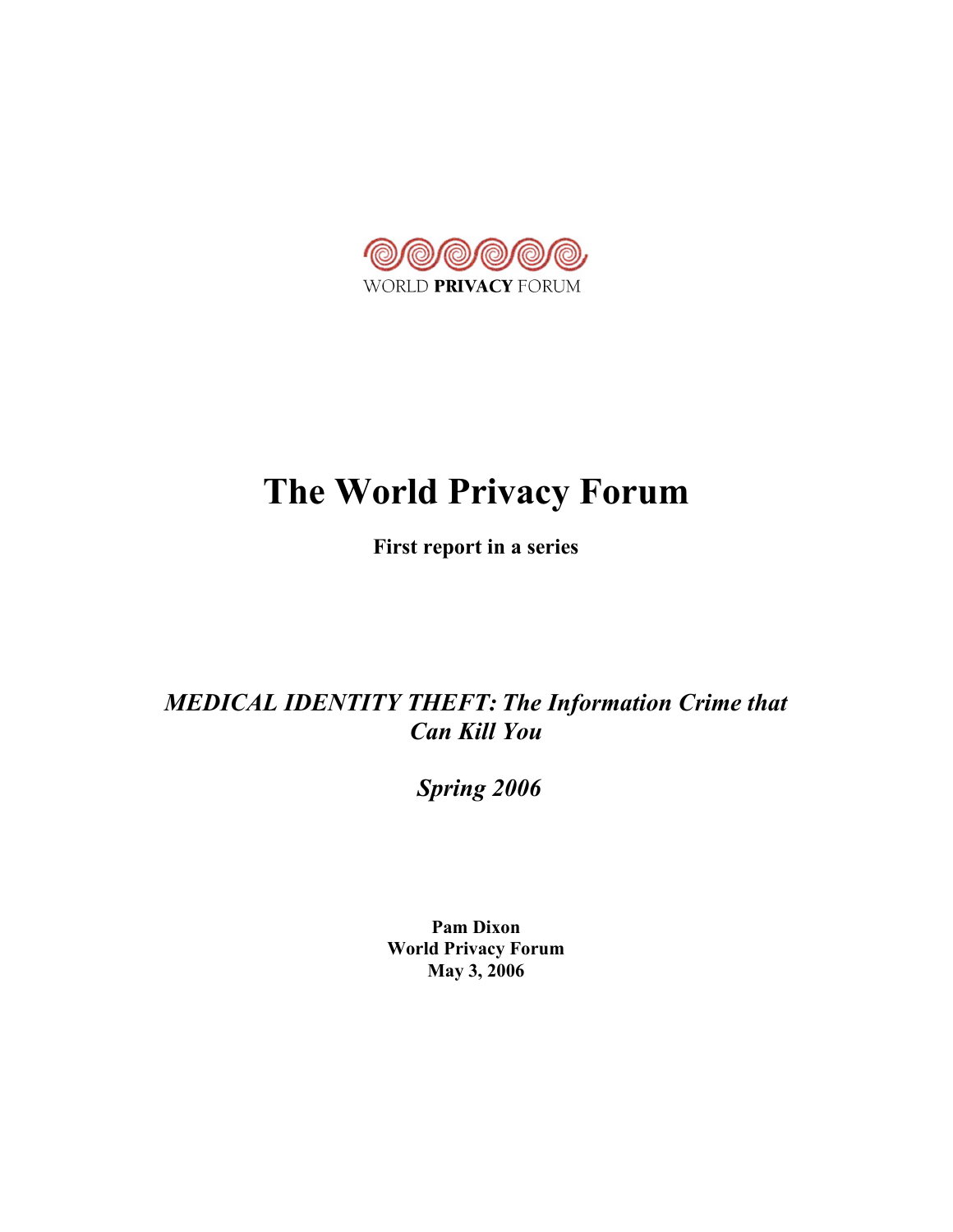WORLD **PRIVACY** FORUM

# The World Privacy Forum

**First report in a series**

***MEDICAL IDENTITY THEFT: The Information Crime that Can Kill You***

***Spring 2006***

**Pam Dixon**
**World Privacy Forum**
**May 3, 2006**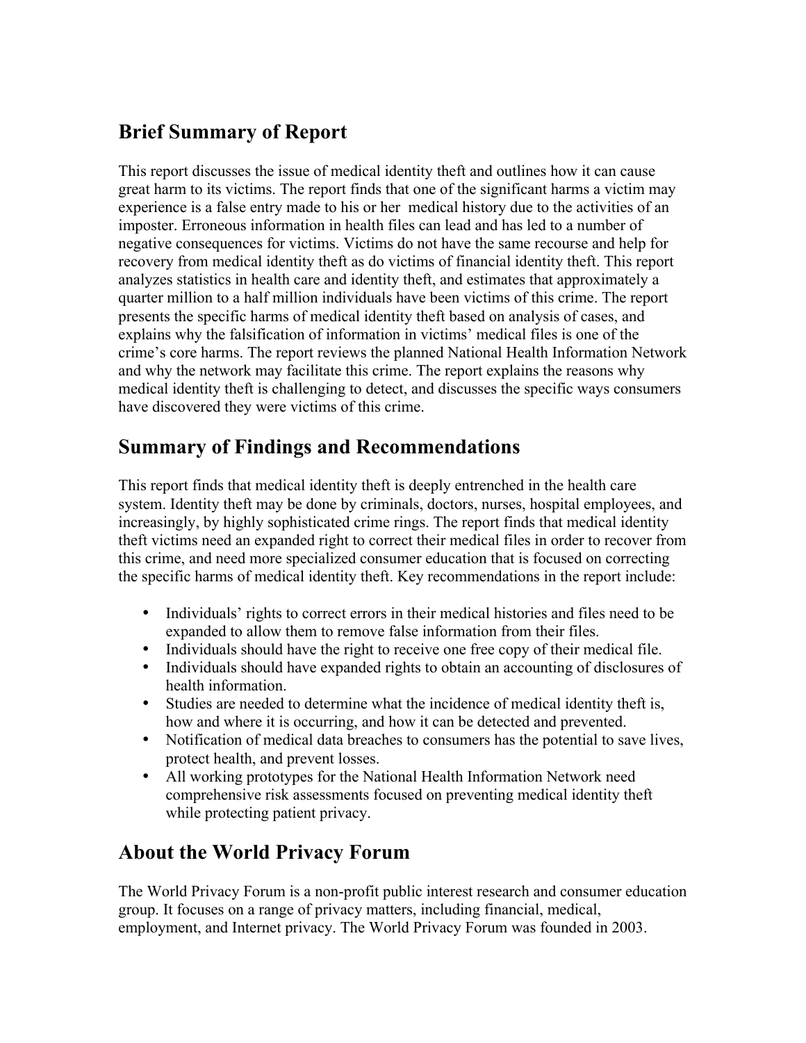## Brief Summary of Report

This report discusses the issue of medical identity theft and outlines how it can cause great harm to its victims. The report finds that one of the significant harms a victim may experience is a false entry made to his or her medical history due to the activities of an imposter. Erroneous information in health files can lead and has led to a number of negative consequences for victims. Victims do not have the same recourse and help for recovery from medical identity theft as do victims of financial identity theft. This report analyzes statistics in health care and identity theft, and estimates that approximately a quarter million to a half million individuals have been victims of this crime. The report presents the specific harms of medical identity theft based on analysis of cases, and explains why the falsification of information in victims' medical files is one of the crime's core harms. The report reviews the planned National Health Information Network and why the network may facilitate this crime. The report explains the reasons why medical identity theft is challenging to detect, and discusses the specific ways consumers have discovered they were victims of this crime.

## Summary of Findings and Recommendations

This report finds that medical identity theft is deeply entrenched in the health care system. Identity theft may be done by criminals, doctors, nurses, hospital employees, and increasingly, by highly sophisticated crime rings. The report finds that medical identity theft victims need an expanded right to correct their medical files in order to recover from this crime, and need more specialized consumer education that is focused on correcting the specific harms of medical identity theft. Key recommendations in the report include:

- Individuals' rights to correct errors in their medical histories and files need to be expanded to allow them to remove false information from their files.
- Individuals should have the right to receive one free copy of their medical file.
- Individuals should have expanded rights to obtain an accounting of disclosures of health information.
- Studies are needed to determine what the incidence of medical identity theft is, how and where it is occurring, and how it can be detected and prevented.
- Notification of medical data breaches to consumers has the potential to save lives, protect health, and prevent losses.
- All working prototypes for the National Health Information Network need comprehensive risk assessments focused on preventing medical identity theft while protecting patient privacy.

## About the World Privacy Forum

The World Privacy Forum is a non-profit public interest research and consumer education group. It focuses on a range of privacy matters, including financial, medical, employment, and Internet privacy. The World Privacy Forum was founded in 2003.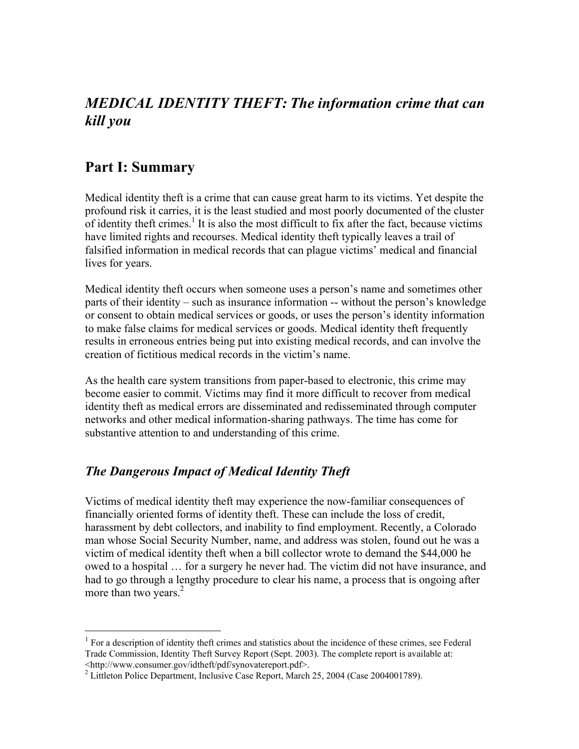# *MEDICAL IDENTITY THEFT: The information crime that can kill you*

## Part I: Summary

Medical identity theft is a crime that can cause great harm to its victims. Yet despite the profound risk it carries, it is the least studied and most poorly documented of the cluster of identity theft crimes.[1] It is also the most difficult to fix after the fact, because victims have limited rights and recourses. Medical identity theft typically leaves a trail of falsified information in medical records that can plague victims' medical and financial lives for years.

Medical identity theft occurs when someone uses a person's name and sometimes other parts of their identity – such as insurance information -- without the person's knowledge or consent to obtain medical services or goods, or uses the person's identity information to make false claims for medical services or goods. Medical identity theft frequently results in erroneous entries being put into existing medical records, and can involve the creation of fictitious medical records in the victim's name.

As the health care system transitions from paper-based to electronic, this crime may become easier to commit. Victims may find it more difficult to recover from medical identity theft as medical errors are disseminated and redisseminated through computer networks and other medical information-sharing pathways. The time has come for substantive attention to and understanding of this crime.

### *The Dangerous Impact of Medical Identity Theft*

Victims of medical identity theft may experience the now-familiar consequences of financially oriented forms of identity theft. These can include the loss of credit, harassment by debt collectors, and inability to find employment. Recently, a Colorado man whose Social Security Number, name, and address was stolen, found out he was a victim of medical identity theft when a bill collector wrote to demand the $44,000 he owed to a hospital … for a surgery he never had. The victim did not have insurance, and had to go through a lengthy procedure to clear his name, a process that is ongoing after more than two years.[2]

---

[1] For a description of identity theft crimes and statistics about the incidence of these crimes, see Federal Trade Commission, Identity Theft Survey Report (Sept. 2003). The complete report is available at: <http://www.consumer.gov/idtheft/pdf/synovatereport.pdf>.

[2] Littleton Police Department, Inclusive Case Report, March 25, 2004 (Case 2004001789).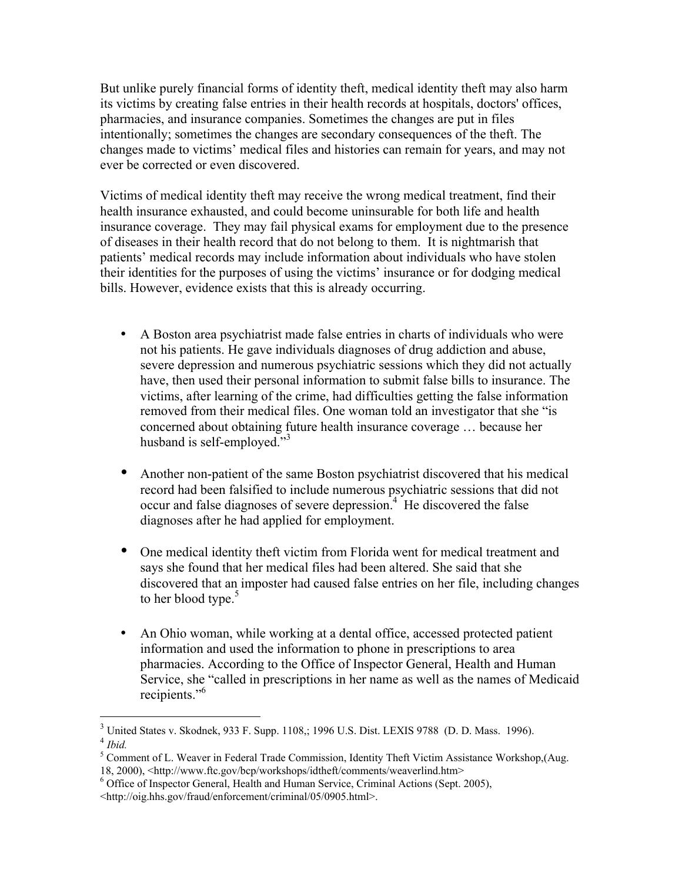But unlike purely financial forms of identity theft, medical identity theft may also harm its victims by creating false entries in their health records at hospitals, doctors' offices, pharmacies, and insurance companies. Sometimes the changes are put in files intentionally; sometimes the changes are secondary consequences of the theft. The changes made to victims' medical files and histories can remain for years, and may not ever be corrected or even discovered.

Victims of medical identity theft may receive the wrong medical treatment, find their health insurance exhausted, and could become uninsurable for both life and health insurance coverage. They may fail physical exams for employment due to the presence of diseases in their health record that do not belong to them. It is nightmarish that patients' medical records may include information about individuals who have stolen their identities for the purposes of using the victims' insurance or for dodging medical bills. However, evidence exists that this is already occurring.

- A Boston area psychiatrist made false entries in charts of individuals who were not his patients. He gave individuals diagnoses of drug addiction and abuse, severe depression and numerous psychiatric sessions which they did not actually have, then used their personal information to submit false bills to insurance. The victims, after learning of the crime, had difficulties getting the false information removed from their medical files. One woman told an investigator that she "is concerned about obtaining future health insurance coverage … because her husband is self-employed."[3]

- Another non-patient of the same Boston psychiatrist discovered that his medical record had been falsified to include numerous psychiatric sessions that did not occur and false diagnoses of severe depression.[4] He discovered the false diagnoses after he had applied for employment.

- One medical identity theft victim from Florida went for medical treatment and says she found that her medical files had been altered. She said that she discovered that an imposter had caused false entries on her file, including changes to her blood type.[5]

- An Ohio woman, while working at a dental office, accessed protected patient information and used the information to phone in prescriptions to area pharmacies. According to the Office of Inspector General, Health and Human Service, she "called in prescriptions in her name as well as the names of Medicaid recipients."[6]

---

[3] United States v. Skodnek, 933 F. Supp. 1108,; 1996 U.S. Dist. LEXIS 9788 (D. D. Mass. 1996).

[4] *Ibid.*

[5] Comment of L. Weaver in Federal Trade Commission, Identity Theft Victim Assistance Workshop,(Aug. 18, 2000), <http://www.ftc.gov/bcp/workshops/idtheft/comments/weaverlind.htm>

[6] Office of Inspector General, Health and Human Service, Criminal Actions (Sept. 2005), <http://oig.hhs.gov/fraud/enforcement/criminal/05/0905.html>.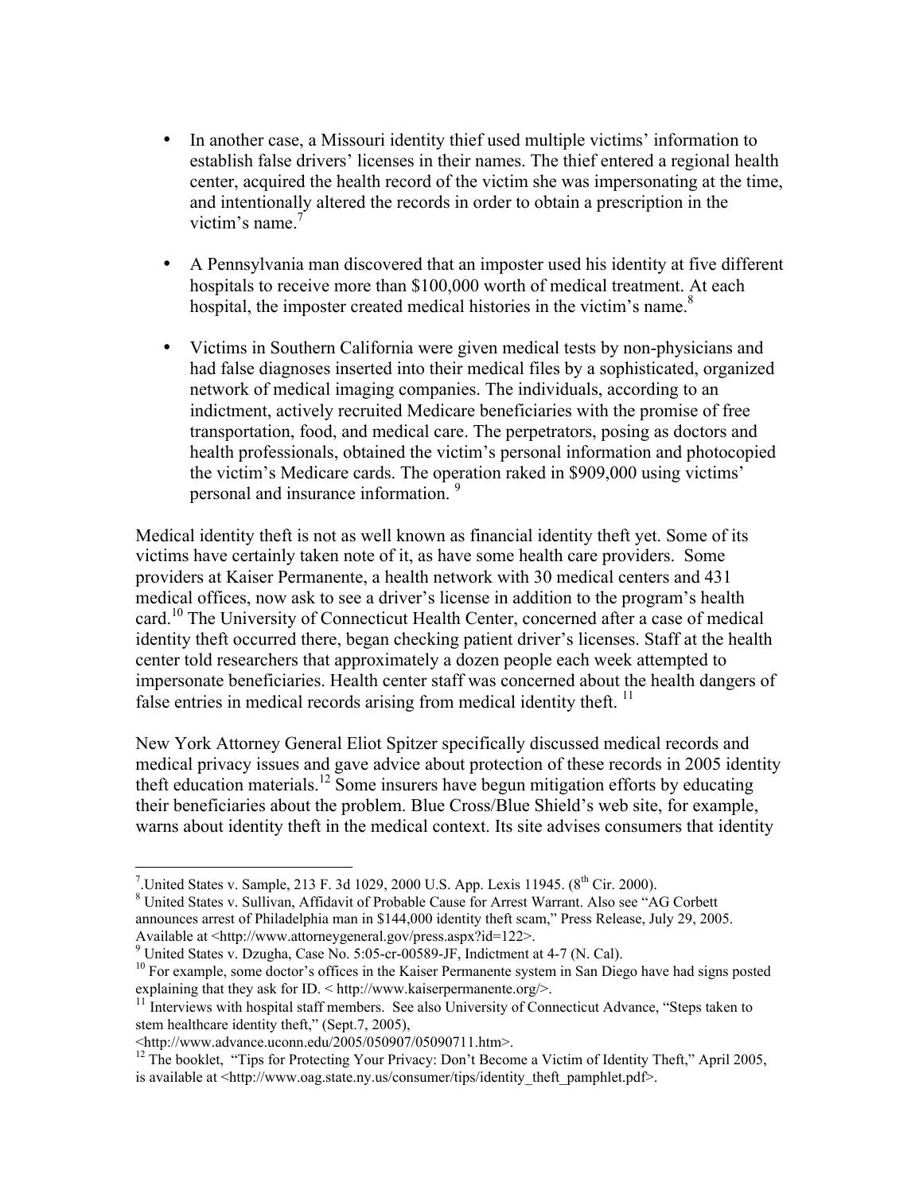- In another case, a Missouri identity thief used multiple victims' information to establish false drivers' licenses in their names. The thief entered a regional health center, acquired the health record of the victim she was impersonating at the time, and intentionally altered the records in order to obtain a prescription in the victim's name.[7]

- A Pennsylvania man discovered that an imposter used his identity at five different hospitals to receive more than $100,000 worth of medical treatment. At each hospital, the imposter created medical histories in the victim's name.[8]

- Victims in Southern California were given medical tests by non-physicians and had false diagnoses inserted into their medical files by a sophisticated, organized network of medical imaging companies. The individuals, according to an indictment, actively recruited Medicare beneficiaries with the promise of free transportation, food, and medical care. The perpetrators, posing as doctors and health professionals, obtained the victim's personal information and photocopied the victim's Medicare cards. The operation raked in $909,000 using victims' personal and insurance information. [9]

Medical identity theft is not as well known as financial identity theft yet. Some of its victims have certainly taken note of it, as have some health care providers. Some providers at Kaiser Permanente, a health network with 30 medical centers and 431 medical offices, now ask to see a driver's license in addition to the program's health card.[10] The University of Connecticut Health Center, concerned after a case of medical identity theft occurred there, began checking patient driver's licenses. Staff at the health center told researchers that approximately a dozen people each week attempted to impersonate beneficiaries. Health center staff was concerned about the health dangers of false entries in medical records arising from medical identity theft. [11]

New York Attorney General Eliot Spitzer specifically discussed medical records and medical privacy issues and gave advice about protection of these records in 2005 identity theft education materials.[12] Some insurers have begun mitigation efforts by educating their beneficiaries about the problem. Blue Cross/Blue Shield's web site, for example, warns about identity theft in the medical context. Its site advises consumers that identity

---

[7] .United States v. Sample, 213 F. 3d 1029, 2000 U.S. App. Lexis 11945. (8th Cir. 2000).

[8] United States v. Sullivan, Affidavit of Probable Cause for Arrest Warrant. Also see "AG Corbett announces arrest of Philadelphia man in $144,000 identity theft scam," Press Release, July 29, 2005. Available at <http://www.attorneygeneral.gov/press.aspx?id=122>.

[9] United States v. Dzugha, Case No. 5:05-cr-00589-JF, Indictment at 4-7 (N. Cal).

[10] For example, some doctor's offices in the Kaiser Permanente system in San Diego have had signs posted explaining that they ask for ID. < http://www.kaiserpermanente.org/>.

[11] Interviews with hospital staff members. See also University of Connecticut Advance, "Steps taken to stem healthcare identity theft," (Sept.7, 2005), <http://www.advance.uconn.edu/2005/050907/05090711.htm>.

[12] The booklet, "Tips for Protecting Your Privacy: Don't Become a Victim of Identity Theft," April 2005, is available at <http://www.oag.state.ny.us/consumer/tips/identity_theft_pamphlet.pdf>.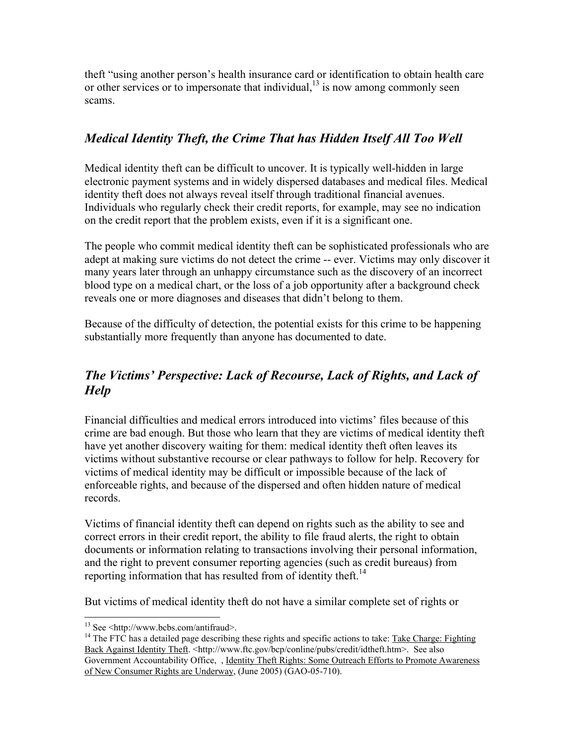theft "using another person's health insurance card or identification to obtain health care or other services or to impersonate that individual,[13] is now among commonly seen scams.

## *Medical Identity Theft, the Crime That has Hidden Itself All Too Well*

Medical identity theft can be difficult to uncover. It is typically well-hidden in large electronic payment systems and in widely dispersed databases and medical files. Medical identity theft does not always reveal itself through traditional financial avenues. Individuals who regularly check their credit reports, for example, may see no indication on the credit report that the problem exists, even if it is a significant one.

The people who commit medical identity theft can be sophisticated professionals who are adept at making sure victims do not detect the crime -- ever. Victims may only discover it many years later through an unhappy circumstance such as the discovery of an incorrect blood type on a medical chart, or the loss of a job opportunity after a background check reveals one or more diagnoses and diseases that didn't belong to them.

Because of the difficulty of detection, the potential exists for this crime to be happening substantially more frequently than anyone has documented to date.

## *The Victims' Perspective: Lack of Recourse, Lack of Rights, and Lack of Help*

Financial difficulties and medical errors introduced into victims' files because of this crime are bad enough. But those who learn that they are victims of medical identity theft have yet another discovery waiting for them: medical identity theft often leaves its victims without substantive recourse or clear pathways to follow for help. Recovery for victims of medical identity may be difficult or impossible because of the lack of enforceable rights, and because of the dispersed and often hidden nature of medical records.

Victims of financial identity theft can depend on rights such as the ability to see and correct errors in their credit report, the ability to file fraud alerts, the right to obtain documents or information relating to transactions involving their personal information, and the right to prevent consumer reporting agencies (such as credit bureaus) from reporting information that has resulted from of identity theft.[14]

But victims of medical identity theft do not have a similar complete set of rights or

---

[13] See <http://www.bcbs.com/antifraud>.

[14] The FTC has a detailed page describing these rights and specific actions to take: Take Charge: Fighting Back Against Identity Theft. <http://www.ftc.gov/bcp/conline/pubs/credit/idtheft.htm>. See also Government Accountability Office, , Identity Theft Rights: Some Outreach Efforts to Promote Awareness of New Consumer Rights are Underway, (June 2005) (GAO-05-710).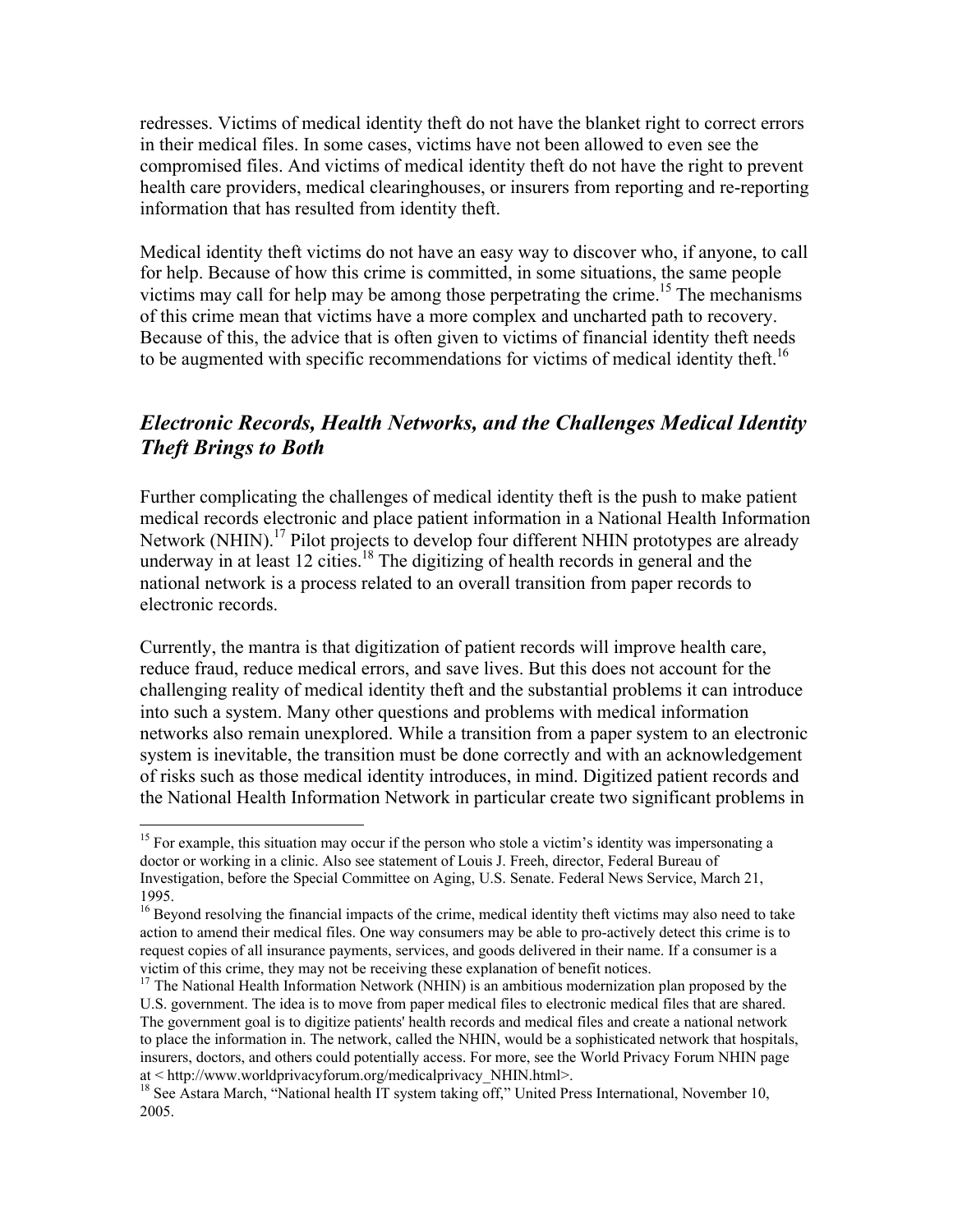redresses. Victims of medical identity theft do not have the blanket right to correct errors in their medical files. In some cases, victims have not been allowed to even see the compromised files. And victims of medical identity theft do not have the right to prevent health care providers, medical clearinghouses, or insurers from reporting and re-reporting information that has resulted from identity theft.

Medical identity theft victims do not have an easy way to discover who, if anyone, to call for help. Because of how this crime is committed, in some situations, the same people victims may call for help may be among those perpetrating the crime.[15] The mechanisms of this crime mean that victims have a more complex and uncharted path to recovery. Because of this, the advice that is often given to victims of financial identity theft needs to be augmented with specific recommendations for victims of medical identity theft.[16]

## *Electronic Records, Health Networks, and the Challenges Medical Identity Theft Brings to Both*

Further complicating the challenges of medical identity theft is the push to make patient medical records electronic and place patient information in a National Health Information Network (NHIN).[17] Pilot projects to develop four different NHIN prototypes are already underway in at least 12 cities.[18] The digitizing of health records in general and the national network is a process related to an overall transition from paper records to electronic records.

Currently, the mantra is that digitization of patient records will improve health care, reduce fraud, reduce medical errors, and save lives. But this does not account for the challenging reality of medical identity theft and the substantial problems it can introduce into such a system. Many other questions and problems with medical information networks also remain unexplored. While a transition from a paper system to an electronic system is inevitable, the transition must be done correctly and with an acknowledgement of risks such as those medical identity introduces, in mind. Digitized patient records and the National Health Information Network in particular create two significant problems in

---

[15] For example, this situation may occur if the person who stole a victim's identity was impersonating a doctor or working in a clinic. Also see statement of Louis J. Freeh, director, Federal Bureau of Investigation, before the Special Committee on Aging, U.S. Senate. Federal News Service, March 21, 1995.

[16] Beyond resolving the financial impacts of the crime, medical identity theft victims may also need to take action to amend their medical files. One way consumers may be able to pro-actively detect this crime is to request copies of all insurance payments, services, and goods delivered in their name. If a consumer is a victim of this crime, they may not be receiving these explanation of benefit notices.

[17] The National Health Information Network (NHIN) is an ambitious modernization plan proposed by the U.S. government. The idea is to move from paper medical files to electronic medical files that are shared. The government goal is to digitize patients' health records and medical files and create a national network to place the information in. The network, called the NHIN, would be a sophisticated network that hospitals, insurers, doctors, and others could potentially access. For more, see the World Privacy Forum NHIN page at < http://www.worldprivacyforum.org/medicalprivacy_NHIN.html>.

[18] See Astara March, "National health IT system taking off," United Press International, November 10, 2005.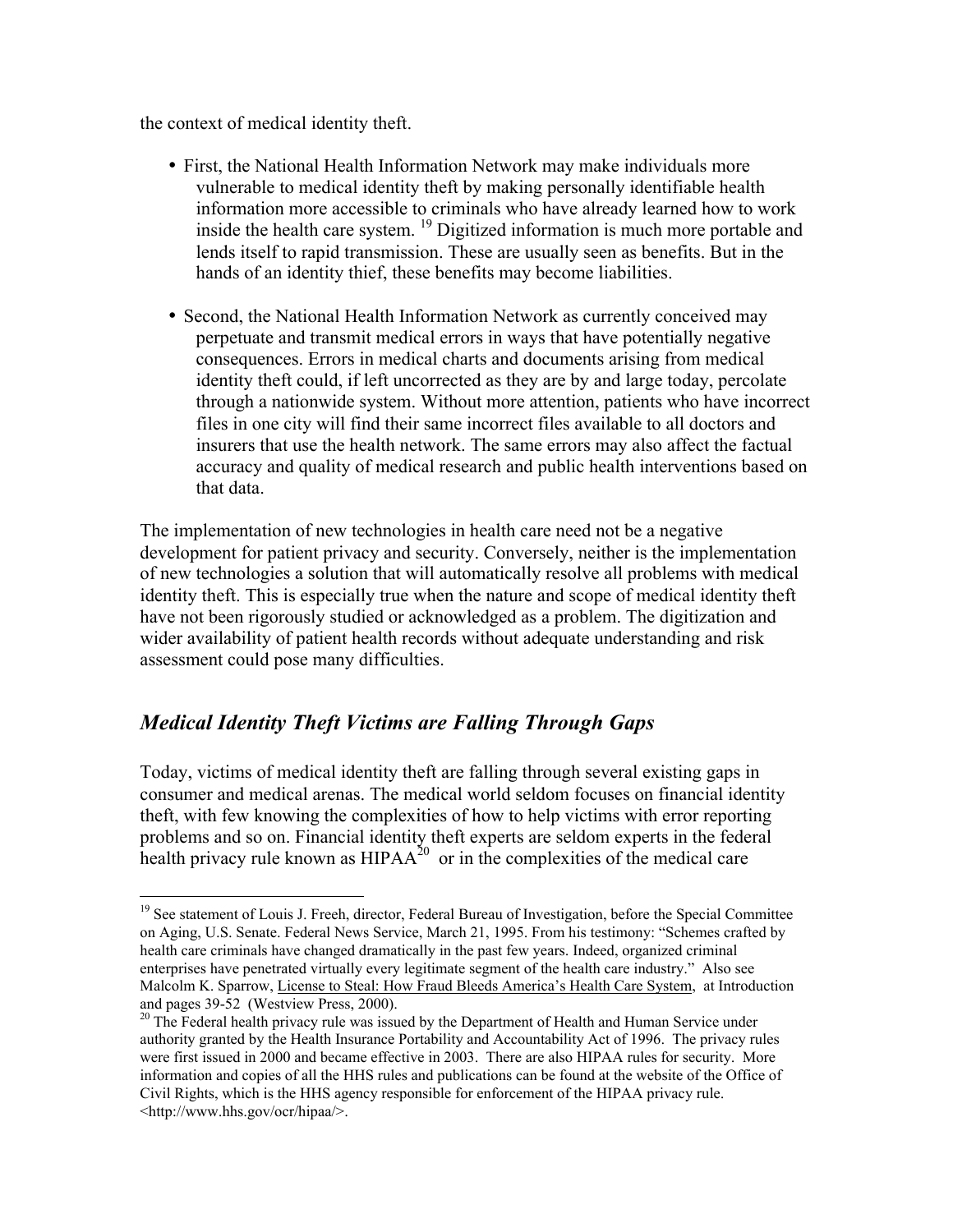the context of medical identity theft.

- First, the National Health Information Network may make individuals more vulnerable to medical identity theft by making personally identifiable health information more accessible to criminals who have already learned how to work inside the health care system. [19] Digitized information is much more portable and lends itself to rapid transmission. These are usually seen as benefits. But in the hands of an identity thief, these benefits may become liabilities.

- Second, the National Health Information Network as currently conceived may perpetuate and transmit medical errors in ways that have potentially negative consequences. Errors in medical charts and documents arising from medical identity theft could, if left uncorrected as they are by and large today, percolate through a nationwide system. Without more attention, patients who have incorrect files in one city will find their same incorrect files available to all doctors and insurers that use the health network. The same errors may also affect the factual accuracy and quality of medical research and public health interventions based on that data.

The implementation of new technologies in health care need not be a negative development for patient privacy and security. Conversely, neither is the implementation of new technologies a solution that will automatically resolve all problems with medical identity theft. This is especially true when the nature and scope of medical identity theft have not been rigorously studied or acknowledged as a problem. The digitization and wider availability of patient health records without adequate understanding and risk assessment could pose many difficulties.

## *Medical Identity Theft Victims are Falling Through Gaps*

Today, victims of medical identity theft are falling through several existing gaps in consumer and medical arenas. The medical world seldom focuses on financial identity theft, with few knowing the complexities of how to help victims with error reporting problems and so on. Financial identity theft experts are seldom experts in the federal health privacy rule known as HIPAA[20] or in the complexities of the medical care

---

[19] See statement of Louis J. Freeh, director, Federal Bureau of Investigation, before the Special Committee on Aging, U.S. Senate. Federal News Service, March 21, 1995. From his testimony: "Schemes crafted by health care criminals have changed dramatically in the past few years. Indeed, organized criminal enterprises have penetrated virtually every legitimate segment of the health care industry." Also see Malcolm K. Sparrow, License to Steal: How Fraud Bleeds America's Health Care System, at Introduction and pages 39-52 (Westview Press, 2000).

[20] The Federal health privacy rule was issued by the Department of Health and Human Service under authority granted by the Health Insurance Portability and Accountability Act of 1996. The privacy rules were first issued in 2000 and became effective in 2003. There are also HIPAA rules for security. More information and copies of all the HHS rules and publications can be found at the website of the Office of Civil Rights, which is the HHS agency responsible for enforcement of the HIPAA privacy rule. <http://www.hhs.gov/ocr/hipaa/>.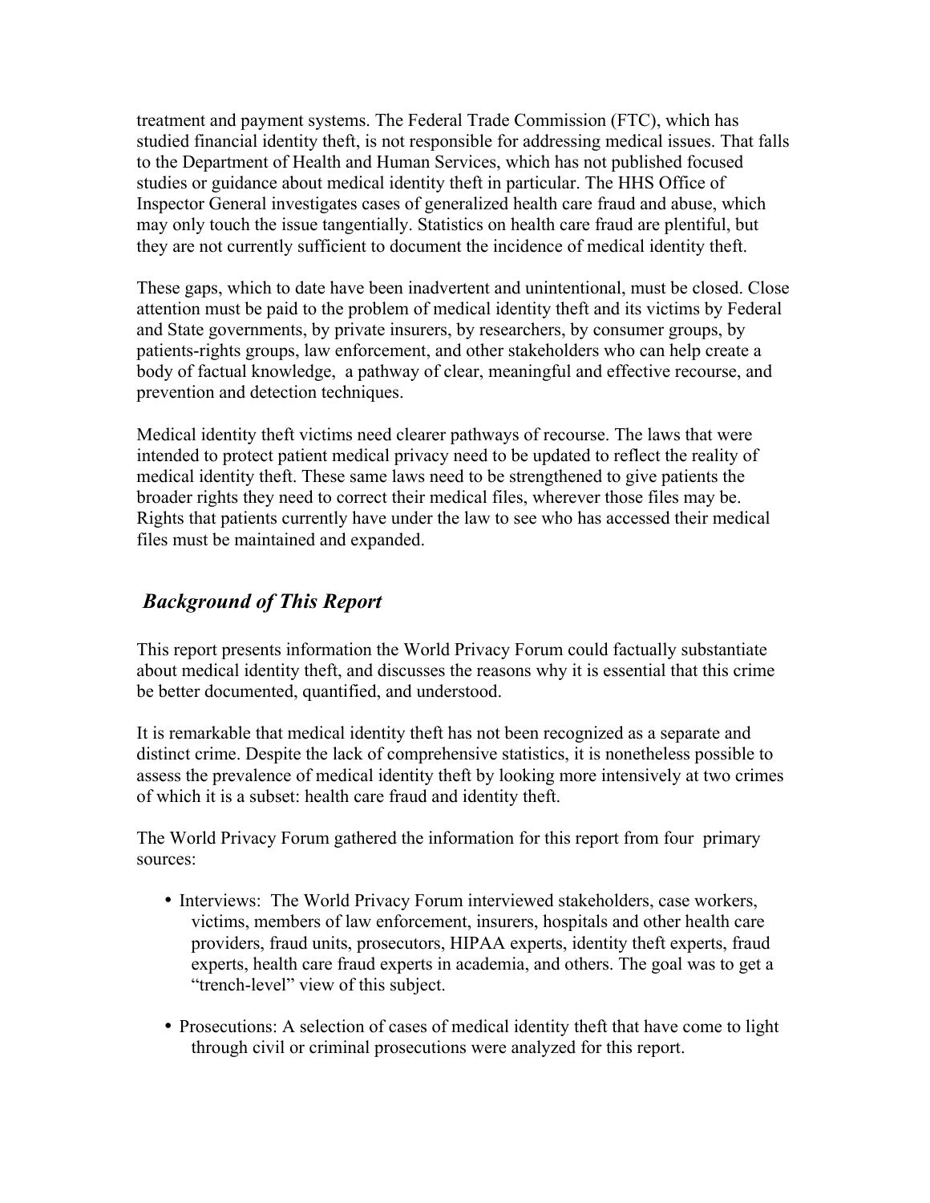treatment and payment systems. The Federal Trade Commission (FTC), which has studied financial identity theft, is not responsible for addressing medical issues. That falls to the Department of Health and Human Services, which has not published focused studies or guidance about medical identity theft in particular. The HHS Office of Inspector General investigates cases of generalized health care fraud and abuse, which may only touch the issue tangentially. Statistics on health care fraud are plentiful, but they are not currently sufficient to document the incidence of medical identity theft.

These gaps, which to date have been inadvertent and unintentional, must be closed. Close attention must be paid to the problem of medical identity theft and its victims by Federal and State governments, by private insurers, by researchers, by consumer groups, by patients-rights groups, law enforcement, and other stakeholders who can help create a body of factual knowledge, a pathway of clear, meaningful and effective recourse, and prevention and detection techniques.

Medical identity theft victims need clearer pathways of recourse. The laws that were intended to protect patient medical privacy need to be updated to reflect the reality of medical identity theft. These same laws need to be strengthened to give patients the broader rights they need to correct their medical files, wherever those files may be. Rights that patients currently have under the law to see who has accessed their medical files must be maintained and expanded.

## *Background of This Report*

This report presents information the World Privacy Forum could factually substantiate about medical identity theft, and discusses the reasons why it is essential that this crime be better documented, quantified, and understood.

It is remarkable that medical identity theft has not been recognized as a separate and distinct crime. Despite the lack of comprehensive statistics, it is nonetheless possible to assess the prevalence of medical identity theft by looking more intensively at two crimes of which it is a subset: health care fraud and identity theft.

The World Privacy Forum gathered the information for this report from four primary sources:

- Interviews: The World Privacy Forum interviewed stakeholders, case workers, victims, members of law enforcement, insurers, hospitals and other health care providers, fraud units, prosecutors, HIPAA experts, identity theft experts, fraud experts, health care fraud experts in academia, and others. The goal was to get a "trench-level" view of this subject.
- Prosecutions: A selection of cases of medical identity theft that have come to light through civil or criminal prosecutions were analyzed for this report.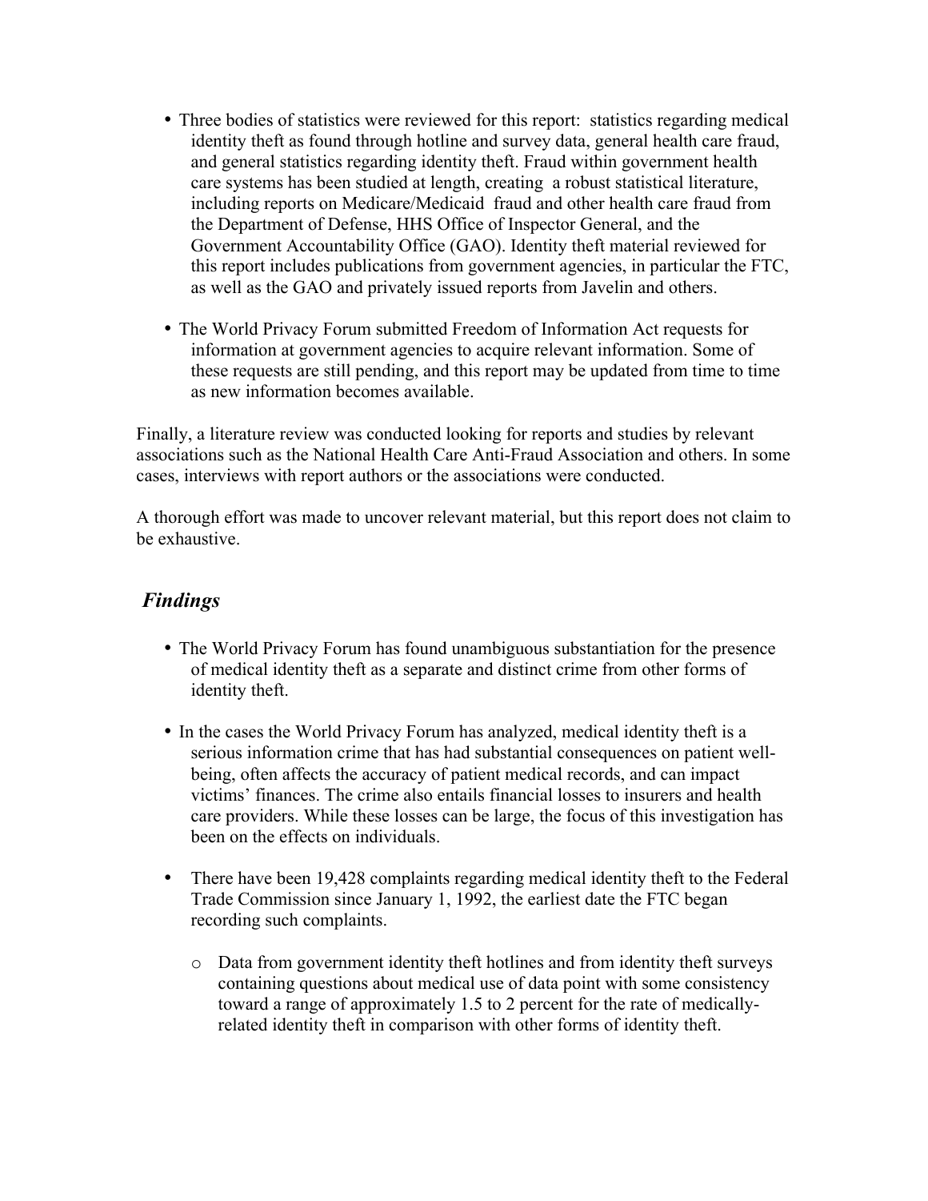- Three bodies of statistics were reviewed for this report: statistics regarding medical identity theft as found through hotline and survey data, general health care fraud, and general statistics regarding identity theft. Fraud within government health care systems has been studied at length, creating a robust statistical literature, including reports on Medicare/Medicaid fraud and other health care fraud from the Department of Defense, HHS Office of Inspector General, and the Government Accountability Office (GAO). Identity theft material reviewed for this report includes publications from government agencies, in particular the FTC, as well as the GAO and privately issued reports from Javelin and others.

- The World Privacy Forum submitted Freedom of Information Act requests for information at government agencies to acquire relevant information. Some of these requests are still pending, and this report may be updated from time to time as new information becomes available.

Finally, a literature review was conducted looking for reports and studies by relevant associations such as the National Health Care Anti-Fraud Association and others. In some cases, interviews with report authors or the associations were conducted.

A thorough effort was made to uncover relevant material, but this report does not claim to be exhaustive.

## *Findings*

- The World Privacy Forum has found unambiguous substantiation for the presence of medical identity theft as a separate and distinct crime from other forms of identity theft.

- In the cases the World Privacy Forum has analyzed, medical identity theft is a serious information crime that has had substantial consequences on patient well-being, often affects the accuracy of patient medical records, and can impact victims' finances. The crime also entails financial losses to insurers and health care providers. While these losses can be large, the focus of this investigation has been on the effects on individuals.

- There have been 19,428 complaints regarding medical identity theft to the Federal Trade Commission since January 1, 1992, the earliest date the FTC began recording such complaints.

  - Data from government identity theft hotlines and from identity theft surveys containing questions about medical use of data point with some consistency toward a range of approximately 1.5 to 2 percent for the rate of medically-related identity theft in comparison with other forms of identity theft.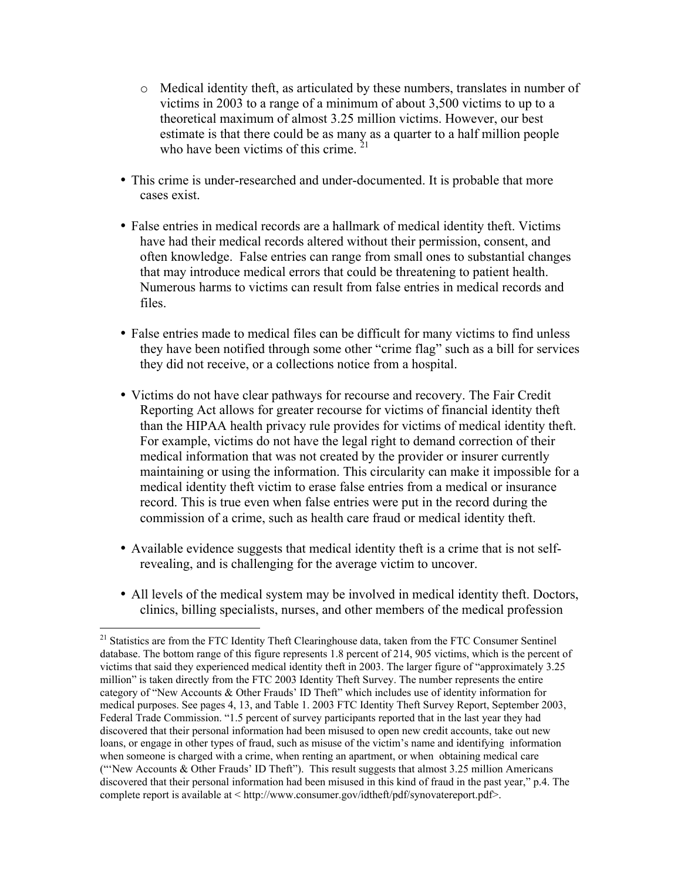- Medical identity theft, as articulated by these numbers, translates in number of victims in 2003 to a range of a minimum of about 3,500 victims to up to a theoretical maximum of almost 3.25 million victims. However, our best estimate is that there could be as many as a quarter to a half million people who have been victims of this crime. [21]

- This crime is under-researched and under-documented. It is probable that more cases exist.

- False entries in medical records are a hallmark of medical identity theft. Victims have had their medical records altered without their permission, consent, and often knowledge. False entries can range from small ones to substantial changes that may introduce medical errors that could be threatening to patient health. Numerous harms to victims can result from false entries in medical records and files.

- False entries made to medical files can be difficult for many victims to find unless they have been notified through some other "crime flag" such as a bill for services they did not receive, or a collections notice from a hospital.

- Victims do not have clear pathways for recourse and recovery. The Fair Credit Reporting Act allows for greater recourse for victims of financial identity theft than the HIPAA health privacy rule provides for victims of medical identity theft. For example, victims do not have the legal right to demand correction of their medical information that was not created by the provider or insurer currently maintaining or using the information. This circularity can make it impossible for a medical identity theft victim to erase false entries from a medical or insurance record. This is true even when false entries were put in the record during the commission of a crime, such as health care fraud or medical identity theft.

- Available evidence suggests that medical identity theft is a crime that is not self-revealing, and is challenging for the average victim to uncover.

- All levels of the medical system may be involved in medical identity theft. Doctors, clinics, billing specialists, nurses, and other members of the medical profession

---

[21] Statistics are from the FTC Identity Theft Clearinghouse data, taken from the FTC Consumer Sentinel database. The bottom range of this figure represents 1.8 percent of 214, 905 victims, which is the percent of victims that said they experienced medical identity theft in 2003. The larger figure of "approximately 3.25 million" is taken directly from the FTC 2003 Identity Theft Survey. The number represents the entire category of "New Accounts & Other Frauds' ID Theft" which includes use of identity information for medical purposes. See pages 4, 13, and Table 1. 2003 FTC Identity Theft Survey Report, September 2003, Federal Trade Commission. "1.5 percent of survey participants reported that in the last year they had discovered that their personal information had been misused to open new credit accounts, take out new loans, or engage in other types of fraud, such as misuse of the victim's name and identifying information when someone is charged with a crime, when renting an apartment, or when obtaining medical care ("'New Accounts & Other Frauds' ID Theft"). This result suggests that almost 3.25 million Americans discovered that their personal information had been misused in this kind of fraud in the past year," p.4. The complete report is available at < http://www.consumer.gov/idtheft/pdf/synovatereport.pdf>.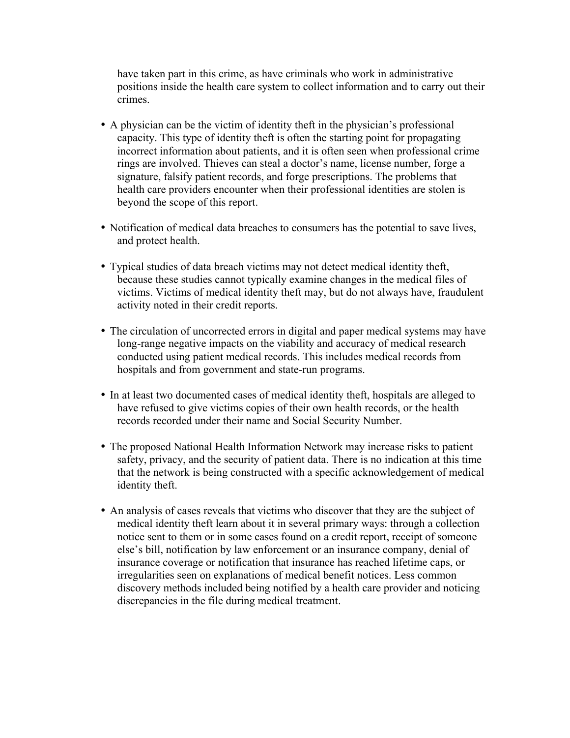have taken part in this crime, as have criminals who work in administrative positions inside the health care system to collect information and to carry out their crimes.

- A physician can be the victim of identity theft in the physician's professional capacity. This type of identity theft is often the starting point for propagating incorrect information about patients, and it is often seen when professional crime rings are involved. Thieves can steal a doctor's name, license number, forge a signature, falsify patient records, and forge prescriptions. The problems that health care providers encounter when their professional identities are stolen is beyond the scope of this report.

- Notification of medical data breaches to consumers has the potential to save lives, and protect health.

- Typical studies of data breach victims may not detect medical identity theft, because these studies cannot typically examine changes in the medical files of victims. Victims of medical identity theft may, but do not always have, fraudulent activity noted in their credit reports.

- The circulation of uncorrected errors in digital and paper medical systems may have long-range negative impacts on the viability and accuracy of medical research conducted using patient medical records. This includes medical records from hospitals and from government and state-run programs.

- In at least two documented cases of medical identity theft, hospitals are alleged to have refused to give victims copies of their own health records, or the health records recorded under their name and Social Security Number.

- The proposed National Health Information Network may increase risks to patient safety, privacy, and the security of patient data. There is no indication at this time that the network is being constructed with a specific acknowledgement of medical identity theft.

- An analysis of cases reveals that victims who discover that they are the subject of medical identity theft learn about it in several primary ways: through a collection notice sent to them or in some cases found on a credit report, receipt of someone else's bill, notification by law enforcement or an insurance company, denial of insurance coverage or notification that insurance has reached lifetime caps, or irregularities seen on explanations of medical benefit notices. Less common discovery methods included being notified by a health care provider and noticing discrepancies in the file during medical treatment.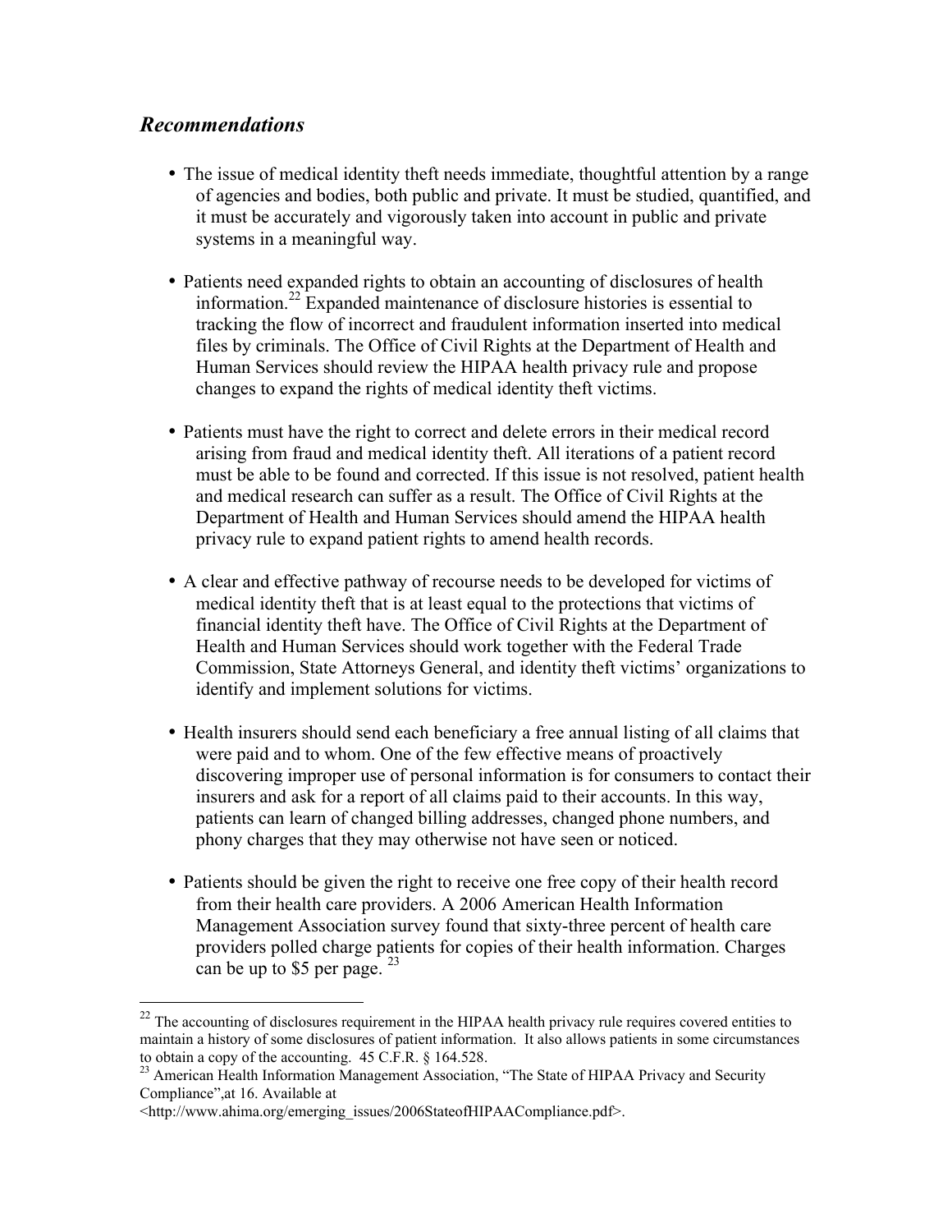### *Recommendations*

- The issue of medical identity theft needs immediate, thoughtful attention by a range of agencies and bodies, both public and private. It must be studied, quantified, and it must be accurately and vigorously taken into account in public and private systems in a meaningful way.

- Patients need expanded rights to obtain an accounting of disclosures of health information.[22] Expanded maintenance of disclosure histories is essential to tracking the flow of incorrect and fraudulent information inserted into medical files by criminals. The Office of Civil Rights at the Department of Health and Human Services should review the HIPAA health privacy rule and propose changes to expand the rights of medical identity theft victims.

- Patients must have the right to correct and delete errors in their medical record arising from fraud and medical identity theft. All iterations of a patient record must be able to be found and corrected. If this issue is not resolved, patient health and medical research can suffer as a result. The Office of Civil Rights at the Department of Health and Human Services should amend the HIPAA health privacy rule to expand patient rights to amend health records.

- A clear and effective pathway of recourse needs to be developed for victims of medical identity theft that is at least equal to the protections that victims of financial identity theft have. The Office of Civil Rights at the Department of Health and Human Services should work together with the Federal Trade Commission, State Attorneys General, and identity theft victims' organizations to identify and implement solutions for victims.

- Health insurers should send each beneficiary a free annual listing of all claims that were paid and to whom. One of the few effective means of proactively discovering improper use of personal information is for consumers to contact their insurers and ask for a report of all claims paid to their accounts. In this way, patients can learn of changed billing addresses, changed phone numbers, and phony charges that they may otherwise not have seen or noticed.

- Patients should be given the right to receive one free copy of their health record from their health care providers. A 2006 American Health Information Management Association survey found that sixty-three percent of health care providers polled charge patients for copies of their health information. Charges can be up to $5 per page. [23]

---

[22] The accounting of disclosures requirement in the HIPAA health privacy rule requires covered entities to maintain a history of some disclosures of patient information. It also allows patients in some circumstances to obtain a copy of the accounting. 45 C.F.R. § 164.528.

[23] American Health Information Management Association, "The State of HIPAA Privacy and Security Compliance",at 16. Available at <http://www.ahima.org/emerging_issues/2006StateofHIPAACompliance.pdf>.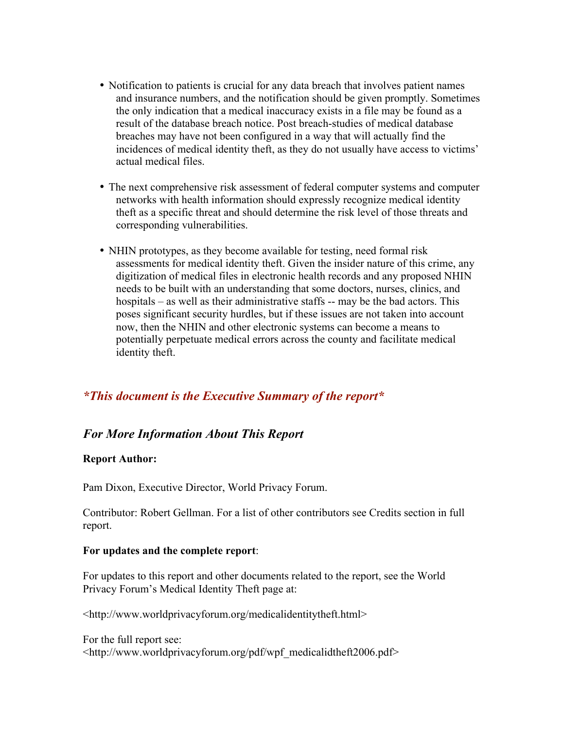- Notification to patients is crucial for any data breach that involves patient names and insurance numbers, and the notification should be given promptly. Sometimes the only indication that a medical inaccuracy exists in a file may be found as a result of the database breach notice. Post breach-studies of medical database breaches may have not been configured in a way that will actually find the incidences of medical identity theft, as they do not usually have access to victims' actual medical files.

- The next comprehensive risk assessment of federal computer systems and computer networks with health information should expressly recognize medical identity theft as a specific threat and should determine the risk level of those threats and corresponding vulnerabilities.

- NHIN prototypes, as they become available for testing, need formal risk assessments for medical identity theft. Given the insider nature of this crime, any digitization of medical files in electronic health records and any proposed NHIN needs to be built with an understanding that some doctors, nurses, clinics, and hospitals – as well as their administrative staffs -- may be the bad actors. This poses significant security hurdles, but if these issues are not taken into account now, then the NHIN and other electronic systems can become a means to potentially perpetuate medical errors across the county and facilitate medical identity theft.

## *\*This document is the Executive Summary of the report\**

## *For More Information About This Report*

**Report Author:**

Pam Dixon, Executive Director, World Privacy Forum.

Contributor: Robert Gellman. For a list of other contributors see Credits section in full report.

**For updates and the complete report**:

For updates to this report and other documents related to the report, see the World Privacy Forum's Medical Identity Theft page at:

<http://www.worldprivacyforum.org/medicalidentitytheft.html>

For the full report see:
<http://www.worldprivacyforum.org/pdf/wpf_medicalidtheft2006.pdf>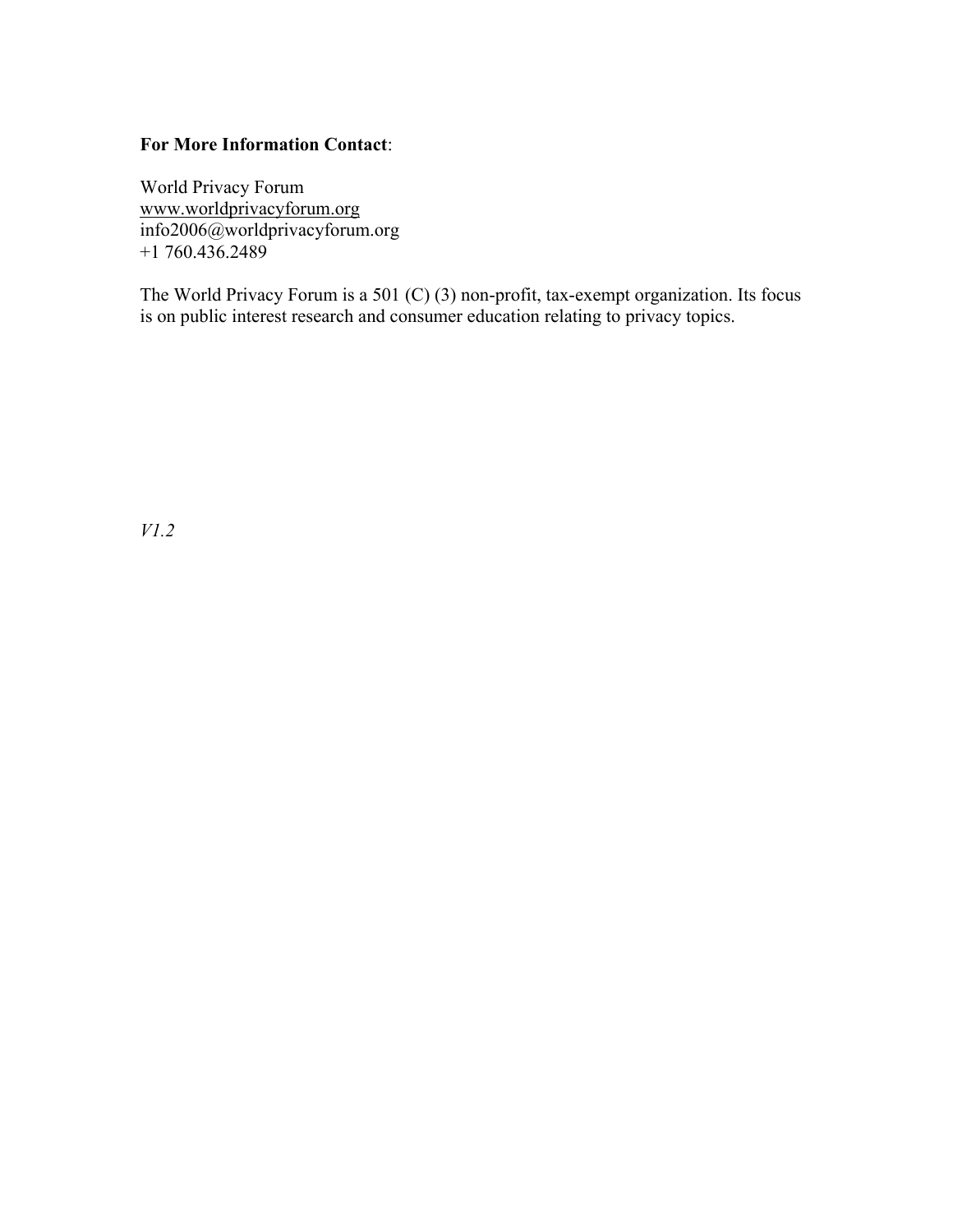**For More Information Contact**:

World Privacy Forum
www.worldprivacyforum.org
info2006@worldprivacyforum.org
+1 760.436.2489

The World Privacy Forum is a 501 (C) (3) non-profit, tax-exempt organization. Its focus is on public interest research and consumer education relating to privacy topics.

*V1.2*